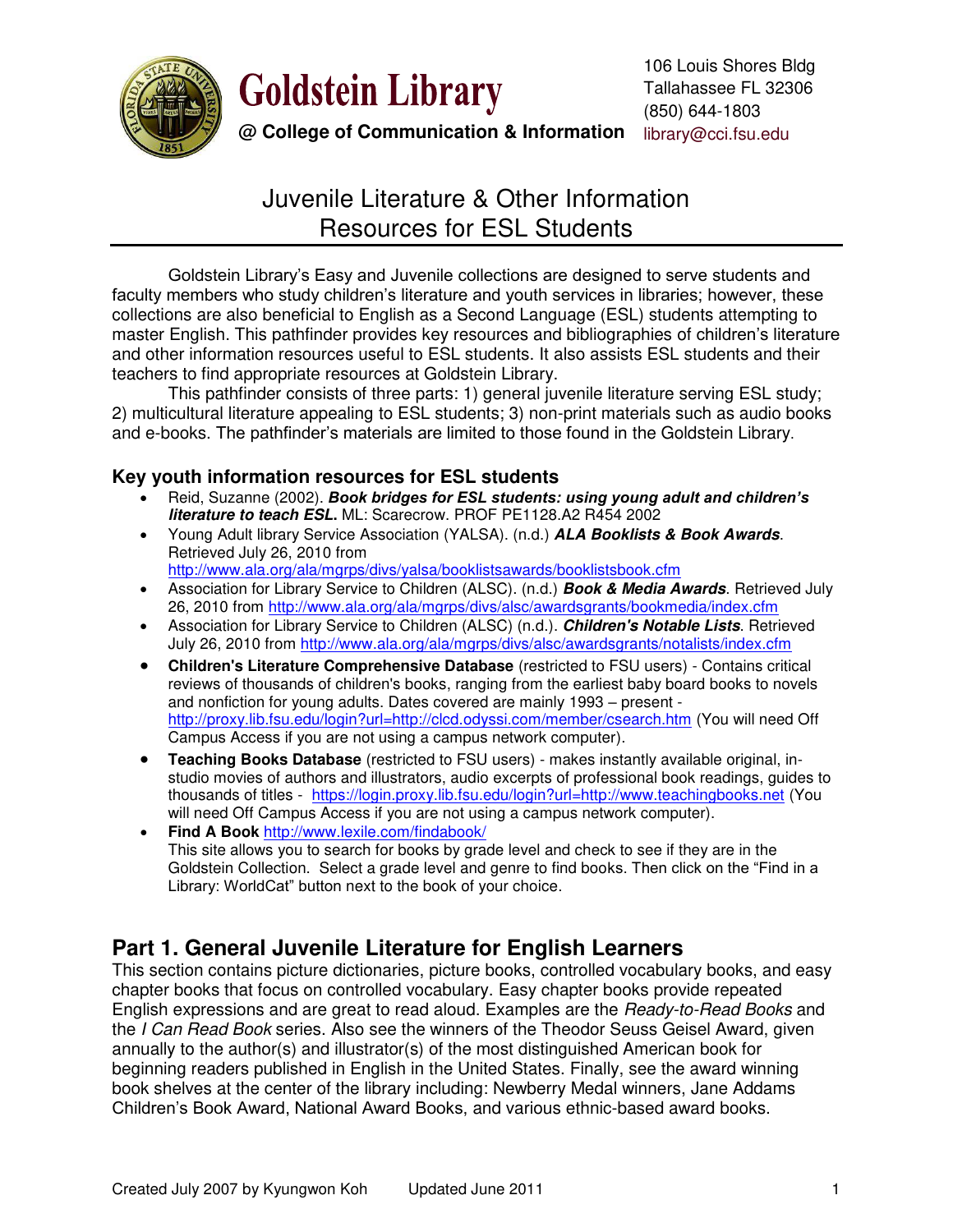# Goldstein Library

**@ College of Communication & Information**

106 Louis Shores Bldg
Tallahassee FL 32306
(850) 644-1803
library@cci.fsu.edu

## Juvenile Literature & Other Information Resources for ESL Students

Goldstein Library's Easy and Juvenile collections are designed to serve students and faculty members who study children's literature and youth services in libraries; however, these collections are also beneficial to English as a Second Language (ESL) students attempting to master English. This pathfinder provides key resources and bibliographies of children's literature and other information resources useful to ESL students. It also assists ESL students and their teachers to find appropriate resources at Goldstein Library.

This pathfinder consists of three parts: 1) general juvenile literature serving ESL study; 2) multicultural literature appealing to ESL students; 3) non-print materials such as audio books and e-books. The pathfinder's materials are limited to those found in the Goldstein Library.

### Key youth information resources for ESL students

- Reid, Suzanne (2002). ***Book bridges for ESL students: using young adult and children's literature to teach ESL.*** ML: Scarecrow. PROF PE1128.A2 R454 2002
- Young Adult library Service Association (YALSA). (n.d.) ***ALA Booklists & Book Awards***. Retrieved July 26, 2010 from http://www.ala.org/ala/mgrps/divs/yalsa/booklistsawards/booklistsbook.cfm
- Association for Library Service to Children (ALSC). (n.d.) ***Book & Media Awards***. Retrieved July 26, 2010 from http://www.ala.org/ala/mgrps/divs/alsc/awardsgrants/bookmedia/index.cfm
- Association for Library Service to Children (ALSC) (n.d.). ***Children's Notable Lists***. Retrieved July 26, 2010 from http://www.ala.org/ala/mgrps/divs/alsc/awardsgrants/notalists/index.cfm
- **Children's Literature Comprehensive Database** (restricted to FSU users) - Contains critical reviews of thousands of children's books, ranging from the earliest baby board books to novels and nonfiction for young adults. Dates covered are mainly 1993 – present - http://proxy.lib.fsu.edu/login?url=http://clcd.odyssi.com/member/csearch.htm (You will need Off Campus Access if you are not using a campus network computer).
- **Teaching Books Database** (restricted to FSU users) - makes instantly available original, in-studio movies of authors and illustrators, audio excerpts of professional book readings, guides to thousands of titles - https://login.proxy.lib.fsu.edu/login?url=http://www.teachingbooks.net (You will need Off Campus Access if you are not using a campus network computer).
- **Find A Book** http://www.lexile.com/findabook/
  This site allows you to search for books by grade level and check to see if they are in the Goldstein Collection. Select a grade level and genre to find books. Then click on the "Find in a Library: WorldCat" button next to the book of your choice.

## Part 1. General Juvenile Literature for English Learners

This section contains picture dictionaries, picture books, controlled vocabulary books, and easy chapter books that focus on controlled vocabulary. Easy chapter books provide repeated English expressions and are great to read aloud. Examples are the *Ready-to-Read Books* and the *I Can Read Book* series. Also see the winners of the Theodor Seuss Geisel Award, given annually to the author(s) and illustrator(s) of the most distinguished American book for beginning readers published in English in the United States. Finally, see the award winning book shelves at the center of the library including: Newberry Medal winners, Jane Addams Children's Book Award, National Award Books, and various ethnic-based award books.

Created July 2007 by Kyungwon Koh    Updated June 2011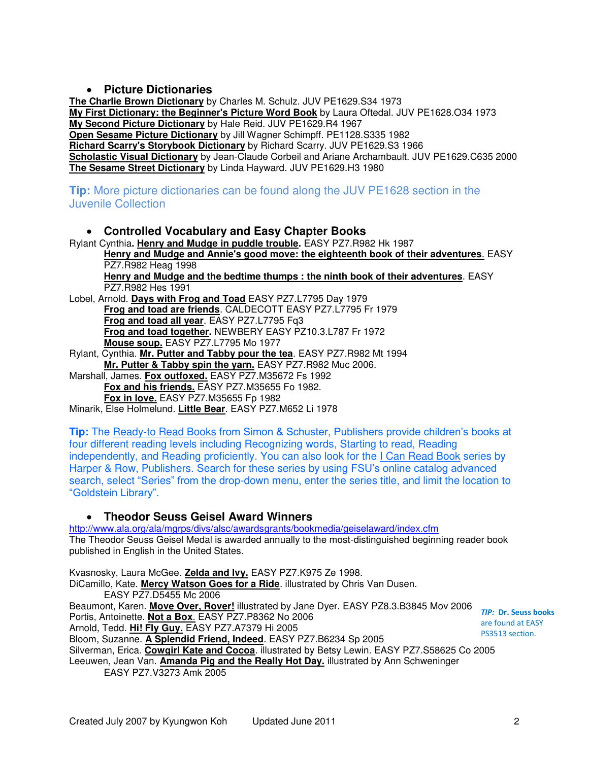- **Picture Dictionaries**

**The Charlie Brown Dictionary** by Charles M. Schulz. JUV PE1629.S34 1973
**My First Dictionary: the Beginner's Picture Word Book** by Laura Oftedal. JUV PE1628.O34 1973
**My Second Picture Dictionary** by Hale Reid. JUV PE1629.R4 1967
**Open Sesame Picture Dictionary** by Jill Wagner Schimpff. PE1128.S335 1982
**Richard Scarry's Storybook Dictionary** by Richard Scarry. JUV PE1629.S3 1966
**Scholastic Visual Dictionary** by Jean-Claude Corbeil and Ariane Archambault. JUV PE1629.C635 2000
**The Sesame Street Dictionary** by Linda Hayward. JUV PE1629.H3 1980

**Tip:** More picture dictionaries can be found along the JUV PE1628 section in the Juvenile Collection

- **Controlled Vocabulary and Easy Chapter Books**

Rylant Cynthia**. Henry and Mudge in puddle trouble.** EASY PZ7.R982 Hk 1987
 **Henry and Mudge and Annie's good move: the eighteenth book of their adventures**. EASY PZ7.R982 Heag 1998
 **Henry and Mudge and the bedtime thumps : the ninth book of their adventures**. EASY PZ7.R982 Hes 1991
Lobel, Arnold. **Days with Frog and Toad** EASY PZ7.L7795 Day 1979
 **Frog and toad are friends**. CALDECOTT EASY PZ7.L7795 Fr 1979
 **Frog and toad all year**. EASY PZ7.L7795 Fq3
 **Frog and toad together.** NEWBERY EASY PZ10.3.L787 Fr 1972
 **Mouse soup.** EASY PZ7.L7795 Mo 1977
Rylant, Cynthia. **Mr. Putter and Tabby pour the tea**. EASY PZ7.R982 Mt 1994
 **Mr. Putter & Tabby spin the yarn.** EASY PZ7.R982 Muc 2006.
Marshall, James. **Fox outfoxed.** EASY PZ7.M35672 Fs 1992
 **Fox and his friends.** EASY PZ7.M35655 Fo 1982.
 **Fox in love.** EASY PZ7.M35655 Fp 1982
Minarik, Else Holmelund. **Little Bear**. EASY PZ7.M652 Li 1978

**Tip:** The Ready-to Read Books from Simon & Schuster, Publishers provide children's books at four different reading levels including Recognizing words, Starting to read, Reading independently, and Reading proficiently. You can also look for the I Can Read Book series by Harper & Row, Publishers. Search for these series by using FSU's online catalog advanced search, select "Series" from the drop-down menu, enter the series title, and limit the location to "Goldstein Library".

- **Theodor Seuss Geisel Award Winners**

http://www.ala.org/ala/mgrps/divs/alsc/awardsgrants/bookmedia/geiselaward/index.cfm
The Theodor Seuss Geisel Medal is awarded annually to the most-distinguished beginning reader book published in English in the United States.

Kvasnosky, Laura McGee. **Zelda and Ivy.** EASY PZ7.K975 Ze 1998.
DiCamillo, Kate. **Mercy Watson Goes for a Ride**. illustrated by Chris Van Dusen. EASY PZ7.D5455 Mc 2006
Beaumont, Karen. **Move Over, Rover!** illustrated by Jane Dyer. EASY PZ8.3.B3845 Mov 2006
Portis, Antoinette. **Not a Box**. EASY PZ7.P8362 No 2006
Arnold, Tedd. **Hi! Fly Guy.** EASY PZ7.A7379 Hi 2005
Bloom, Suzanne. **A Splendid Friend, Indeed**. EASY PZ7.B6234 Sp 2005
Silverman, Erica. **Cowgirl Kate and Cocoa**. illustrated by Betsy Lewin. EASY PZ7.S58625 Co 2005
Leeuwen, Jean Van. **Amanda Pig and the Really Hot Day.** illustrated by Ann Schweninger EASY PZ7.V3273 Amk 2005

***TIP:*** **Dr. Seuss books** are found at EASY PS3513 section.

Created July 2007 by Kyungwon Koh Updated June 2011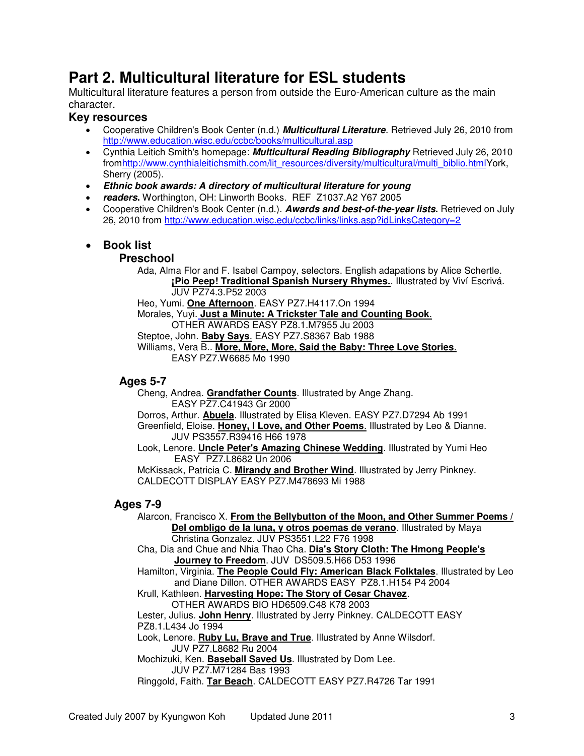# Part 2. Multicultural literature for ESL students

Multicultural literature features a person from outside the Euro-American culture as the main character.

## Key resources

- Cooperative Children's Book Center (n.d.) ***Multicultural Literature***. Retrieved July 26, 2010 from http://www.education.wisc.edu/ccbc/books/multicultural.asp
- Cynthia Leitich Smith's homepage: ***Multicultural Reading Bibliography*** Retrieved July 26, 2010 fromhttp://www.cynthialeitichsmith.com/lit_resources/diversity/multicultural/multi_biblio.htmlYork, Sherry (2005).
- ***Ethnic book awards: A directory of multicultural literature for young***
- ***readers.*** Worthington, OH: Linworth Books. REF Z1037.A2 Y67 2005
- Cooperative Children's Book Center (n.d.). ***Awards and best-of-the-year lists.*** Retrieved on July 26, 2010 from http://www.education.wisc.edu/ccbc/links/links.asp?idLinksCategory=2

- **Book list**

### Preschool

Ada, Alma Flor and F. Isabel Campoy, selectors. English adapations by Alice Schertle. **¡Pio Peep! Traditional Spanish Nursery Rhymes.**. Illustrated by Viví Escrivá. JUV PZ74.3.P52 2003

Heo, Yumi. **One Afternoon**. EASY PZ7.H4117.On 1994

Morales, Yuyi. **Just a Minute: A Trickster Tale and Counting Book**. OTHER AWARDS EASY PZ8.1.M7955 Ju 2003

Steptoe, John. **Baby Says**. EASY PZ7.S8367 Bab 1988

Williams, Vera B.. **More, More, More, Said the Baby: Three Love Stories**. EASY PZ7.W6685 Mo 1990

### Ages 5-7

Cheng, Andrea. **Grandfather Counts**. Illustrated by Ange Zhang. EASY PZ7.C41943 Gr 2000

Dorros, Arthur. **Abuela**. Illustrated by Elisa Kleven. EASY PZ7.D7294 Ab 1991

Greenfield, Eloise. **Honey, I Love, and Other Poems**. Illustrated by Leo & Dianne. JUV PS3557.R39416 H66 1978

Look, Lenore. **Uncle Peter's Amazing Chinese Wedding**. Illustrated by Yumi Heo EASY PZ7.L8682 Un 2006

McKissack, Patricia C. **Mirandy and Brother Wind**. Illustrated by Jerry Pinkney. CALDECOTT DISPLAY EASY PZ7.M478693 Mi 1988

### Ages 7-9

Alarcon, Francisco X. **From the Bellybutton of the Moon, and Other Summer Poems / Del ombligo de la luna, y otros poemas de verano**. Illustrated by Maya Christina Gonzalez. JUV PS3551.L22 F76 1998

Cha, Dia and Chue and Nhia Thao Cha. **Dia's Story Cloth: The Hmong People's Journey to Freedom**. JUV DS509.5.H66 D53 1996

Hamilton, Virginia. **The People Could Fly: American Black Folktales**. Illustrated by Leo and Diane Dillon. OTHER AWARDS EASY PZ8.1.H154 P4 2004

Krull, Kathleen. **Harvesting Hope: The Story of Cesar Chavez**. OTHER AWARDS BIO HD6509.C48 K78 2003

Lester, Julius. **John Henry**. Illustrated by Jerry Pinkney. CALDECOTT EASY PZ8.1.L434 Jo 1994

Look, Lenore. **Ruby Lu, Brave and True**. Illustrated by Anne Wilsdorf. JUV PZ7.L8682 Ru 2004

Mochizuki, Ken. **Baseball Saved Us**. Illustrated by Dom Lee. JUV PZ7.M71284 Bas 1993

Ringgold, Faith. **Tar Beach**. CALDECOTT EASY PZ7.R4726 Tar 1991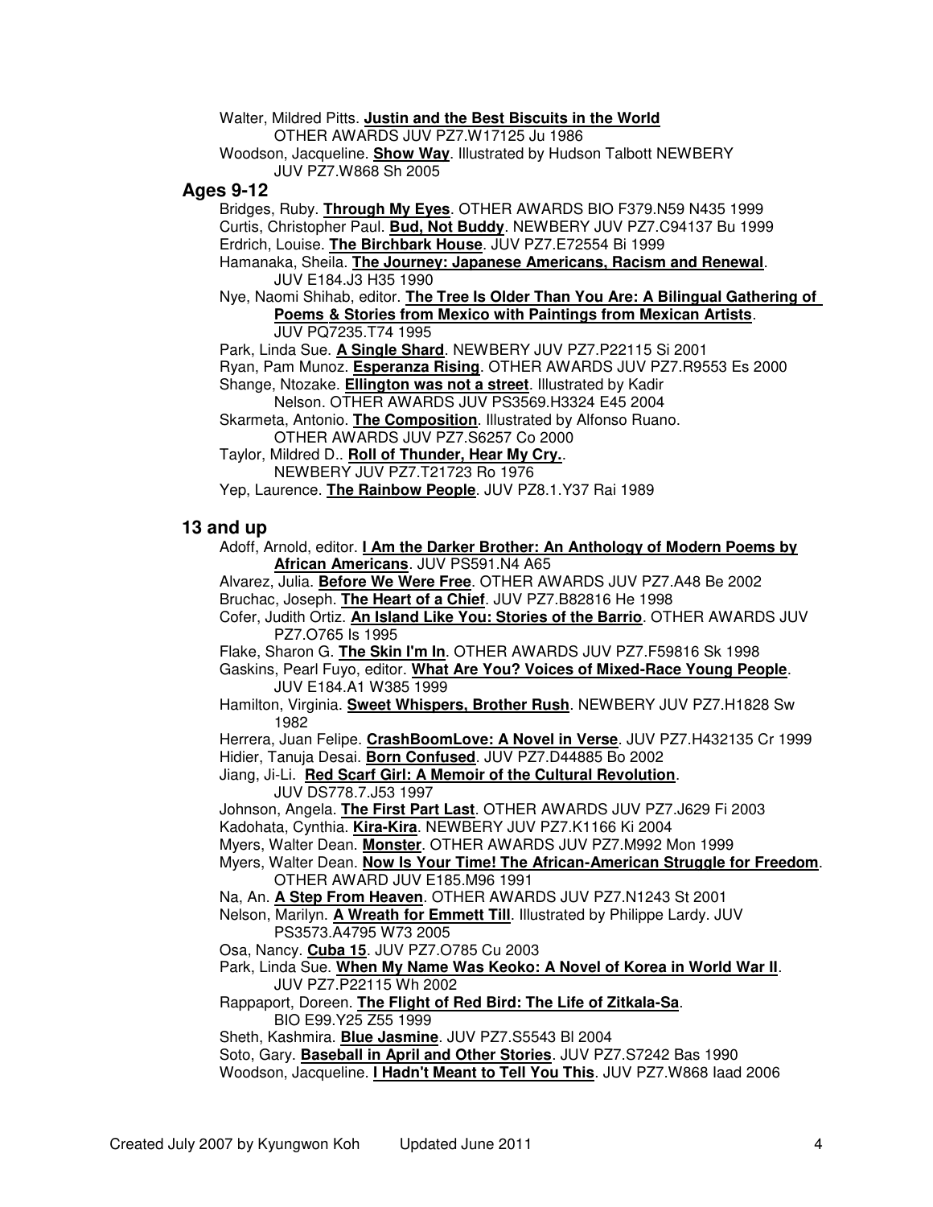Walter, Mildred Pitts. **Justin and the Best Biscuits in the World**
OTHER AWARDS JUV PZ7.W17125 Ju 1986

Woodson, Jacqueline. **Show Way**. Illustrated by Hudson Talbott NEWBERY
JUV PZ7.W868 Sh 2005

## Ages 9-12

Bridges, Ruby. **Through My Eyes**. OTHER AWARDS BIO F379.N59 N435 1999

Curtis, Christopher Paul. **Bud, Not Buddy**. NEWBERY JUV PZ7.C94137 Bu 1999

Erdrich, Louise. **The Birchbark House**. JUV PZ7.E72554 Bi 1999

Hamanaka, Sheila. **The Journey: Japanese Americans, Racism and Renewal**.
JUV E184.J3 H35 1990

Nye, Naomi Shihab, editor. **The Tree Is Older Than You Are: A Bilingual Gathering of Poems & Stories from Mexico with Paintings from Mexican Artists**.
JUV PQ7235.T74 1995

Park, Linda Sue. **A Single Shard**. NEWBERY JUV PZ7.P22115 Si 2001

Ryan, Pam Munoz. **Esperanza Rising**. OTHER AWARDS JUV PZ7.R9553 Es 2000

Shange, Ntozake. **Ellington was not a street**. Illustrated by Kadir
Nelson. OTHER AWARDS JUV PS3569.H3324 E45 2004

Skarmeta, Antonio. **The Composition**. Illustrated by Alfonso Ruano.
OTHER AWARDS JUV PZ7.S6257 Co 2000

Taylor, Mildred D.. **Roll of Thunder, Hear My Cry.**.
NEWBERY JUV PZ7.T21723 Ro 1976

Yep, Laurence. **The Rainbow People**. JUV PZ8.1.Y37 Rai 1989

## 13 and up

Adoff, Arnold, editor. **I Am the Darker Brother: An Anthology of Modern Poems by African Americans**. JUV PS591.N4 A65

Alvarez, Julia. **Before We Were Free**. OTHER AWARDS JUV PZ7.A48 Be 2002

Bruchac, Joseph. **The Heart of a Chief**. JUV PZ7.B82816 He 1998

Cofer, Judith Ortiz. **An Island Like You: Stories of the Barrio**. OTHER AWARDS JUV
PZ7.O765 Is 1995

Flake, Sharon G. **The Skin I'm In**. OTHER AWARDS JUV PZ7.F59816 Sk 1998

Gaskins, Pearl Fuyo, editor. **What Are You? Voices of Mixed-Race Young People**.
JUV E184.A1 W385 1999

Hamilton, Virginia. **Sweet Whispers, Brother Rush**. NEWBERY JUV PZ7.H1828 Sw
1982

Herrera, Juan Felipe. **CrashBoomLove: A Novel in Verse**. JUV PZ7.H432135 Cr 1999

Hidier, Tanuja Desai. **Born Confused**. JUV PZ7.D44885 Bo 2002

Jiang, Ji-Li. **Red Scarf Girl: A Memoir of the Cultural Revolution**.
JUV DS778.7.J53 1997

Johnson, Angela. **The First Part Last**. OTHER AWARDS JUV PZ7.J629 Fi 2003

Kadohata, Cynthia. **Kira-Kira**. NEWBERY JUV PZ7.K1166 Ki 2004

Myers, Walter Dean. **Monster**. OTHER AWARDS JUV PZ7.M992 Mon 1999

Myers, Walter Dean. **Now Is Your Time! The African-American Struggle for Freedom**.
OTHER AWARD JUV E185.M96 1991

Na, An. **A Step From Heaven**. OTHER AWARDS JUV PZ7.N1243 St 2001

Nelson, Marilyn. **A Wreath for Emmett Till**. Illustrated by Philippe Lardy. JUV
PS3573.A4795 W73 2005

Osa, Nancy. **Cuba 15**. JUV PZ7.O785 Cu 2003

Park, Linda Sue. **When My Name Was Keoko: A Novel of Korea in World War II**.
JUV PZ7.P22115 Wh 2002

Rappaport, Doreen. **The Flight of Red Bird: The Life of Zitkala-Sa**.
BIO E99.Y25 Z55 1999

Sheth, Kashmira. **Blue Jasmine**. JUV PZ7.S5543 Bl 2004

Soto, Gary. **Baseball in April and Other Stories**. JUV PZ7.S7242 Bas 1990

Woodson, Jacqueline. **I Hadn't Meant to Tell You This**. JUV PZ7.W868 Iaad 2006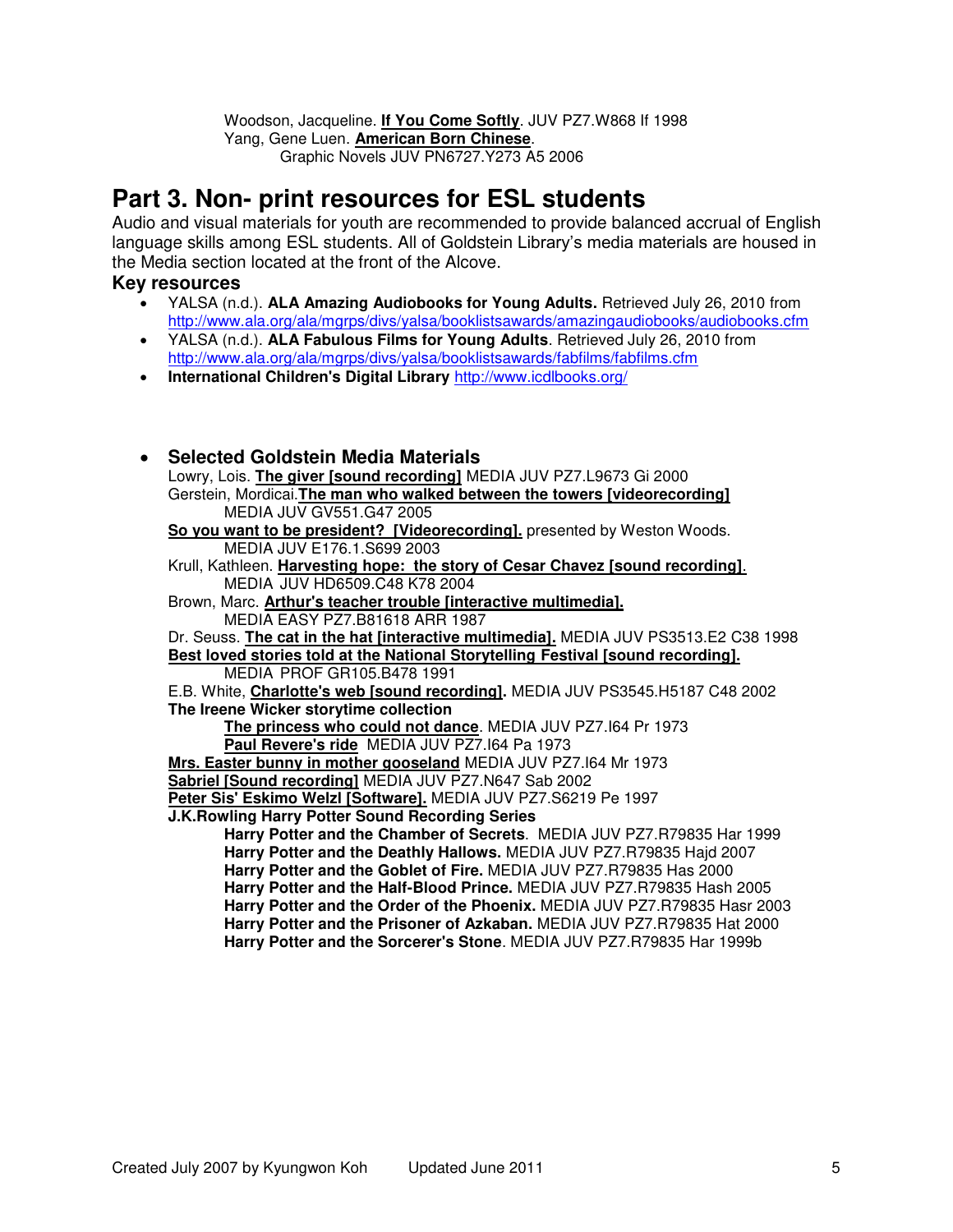Woodson, Jacqueline. **If You Come Softly**. JUV PZ7.W868 If 1998
Yang, Gene Luen. **American Born Chinese**.
Graphic Novels JUV PN6727.Y273 A5 2006

# Part 3. Non- print resources for ESL students

Audio and visual materials for youth are recommended to provide balanced accrual of English language skills among ESL students. All of Goldstein Library's media materials are housed in the Media section located at the front of the Alcove.

### Key resources

- YALSA (n.d.). **ALA Amazing Audiobooks for Young Adults.** Retrieved July 26, 2010 from http://www.ala.org/ala/mgrps/divs/yalsa/booklistsawards/amazingaudiobooks/audiobooks.cfm
- YALSA (n.d.). **ALA Fabulous Films for Young Adults**. Retrieved July 26, 2010 from http://www.ala.org/ala/mgrps/divs/yalsa/booklistsawards/fabfilms/fabfilms.cfm
- **International Children's Digital Library** http://www.icdlbooks.org/

- **Selected Goldstein Media Materials**

  Lowry, Lois. **The giver [sound recording]** MEDIA JUV PZ7.L9673 Gi 2000
  Gerstein, Mordicai. **The man who walked between the towers [videorecording]**
  MEDIA JUV GV551.G47 2005
  **So you want to be president? [Videorecording].** presented by Weston Woods.
  MEDIA JUV E176.1.S699 2003
  Krull, Kathleen. **Harvesting hope: the story of Cesar Chavez [sound recording]**.
  MEDIA JUV HD6509.C48 K78 2004
  Brown, Marc. **Arthur's teacher trouble [interactive multimedia].**
  MEDIA EASY PZ7.B81618 ARR 1987
  Dr. Seuss. **The cat in the hat [interactive multimedia].** MEDIA JUV PS3513.E2 C38 1998
  **Best loved stories told at the National Storytelling Festival [sound recording].**
  MEDIA PROF GR105.B478 1991
  E.B. White, **Charlotte's web [sound recording].** MEDIA JUV PS3545.H5187 C48 2002
  **The Ireene Wicker storytime collection**
  **The princess who could not dance**. MEDIA JUV PZ7.I64 Pr 1973
  **Paul Revere's ride** MEDIA JUV PZ7.I64 Pa 1973
  **Mrs. Easter bunny in mother gooseland** MEDIA JUV PZ7.I64 Mr 1973
  **Sabriel [Sound recording]** MEDIA JUV PZ7.N647 Sab 2002
  **Peter Sis' Eskimo Welzl [Software].** MEDIA JUV PZ7.S6219 Pe 1997
  **J.K.Rowling Harry Potter Sound Recording Series**
  **Harry Potter and the Chamber of Secrets**. MEDIA JUV PZ7.R79835 Har 1999
  **Harry Potter and the Deathly Hallows.** MEDIA JUV PZ7.R79835 Hajd 2007
  **Harry Potter and the Goblet of Fire.** MEDIA JUV PZ7.R79835 Has 2000
  **Harry Potter and the Half-Blood Prince.** MEDIA JUV PZ7.R79835 Hash 2005
  **Harry Potter and the Order of the Phoenix.** MEDIA JUV PZ7.R79835 Hasr 2003
  **Harry Potter and the Prisoner of Azkaban.** MEDIA JUV PZ7.R79835 Hat 2000
  **Harry Potter and the Sorcerer's Stone**. MEDIA JUV PZ7.R79835 Har 1999b

Created July 2007 by Kyungwon Koh Updated June 2011